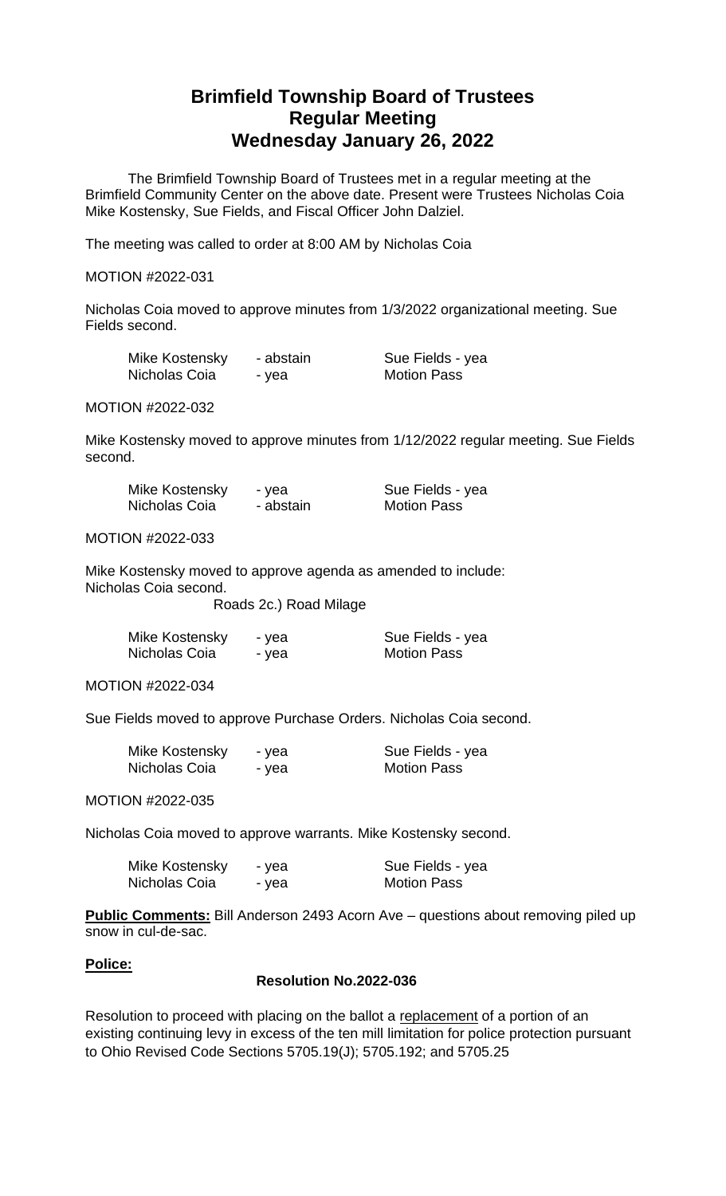# Brimfield Township Board of Trustees
# Regular Meeting
# Wednesday January 26, 2022

The Brimfield Township Board of Trustees met in a regular meeting at the Brimfield Community Center on the above date. Present were Trustees Nicholas Coia Mike Kostensky, Sue Fields, and Fiscal Officer John Dalziel.

The meeting was called to order at 8:00 AM by Nicholas Coia

MOTION #2022-031

Nicholas Coia moved to approve minutes from 1/3/2022 organizational meeting. Sue Fields second.

| | | |
|---|---|---|
| Mike Kostensky | - abstain | Sue Fields - yea |
| Nicholas Coia | - yea | Motion Pass |

MOTION #2022-032

Mike Kostensky moved to approve minutes from 1/12/2022 regular meeting. Sue Fields second.

| | | |
|---|---|---|
| Mike Kostensky | - yea | Sue Fields - yea |
| Nicholas Coia | - abstain | Motion Pass |

MOTION #2022-033

Mike Kostensky moved to approve agenda as amended to include:
Nicholas Coia second.

Roads 2c.) Road Milage

| | | |
|---|---|---|
| Mike Kostensky | - yea | Sue Fields - yea |
| Nicholas Coia | - yea | Motion Pass |

MOTION #2022-034

Sue Fields moved to approve Purchase Orders. Nicholas Coia second.

| | | |
|---|---|---|
| Mike Kostensky | - yea | Sue Fields - yea |
| Nicholas Coia | - yea | Motion Pass |

MOTION #2022-035

Nicholas Coia moved to approve warrants. Mike Kostensky second.

| | | |
|---|---|---|
| Mike Kostensky | - yea | Sue Fields - yea |
| Nicholas Coia | - yea | Motion Pass |

**Public Comments:** Bill Anderson 2493 Acorn Ave – questions about removing piled up snow in cul-de-sac.

**Police:**

**Resolution No.2022-036**

Resolution to proceed with placing on the ballot a replacement of a portion of an existing continuing levy in excess of the ten mill limitation for police protection pursuant to Ohio Revised Code Sections 5705.19(J); 5705.192; and 5705.25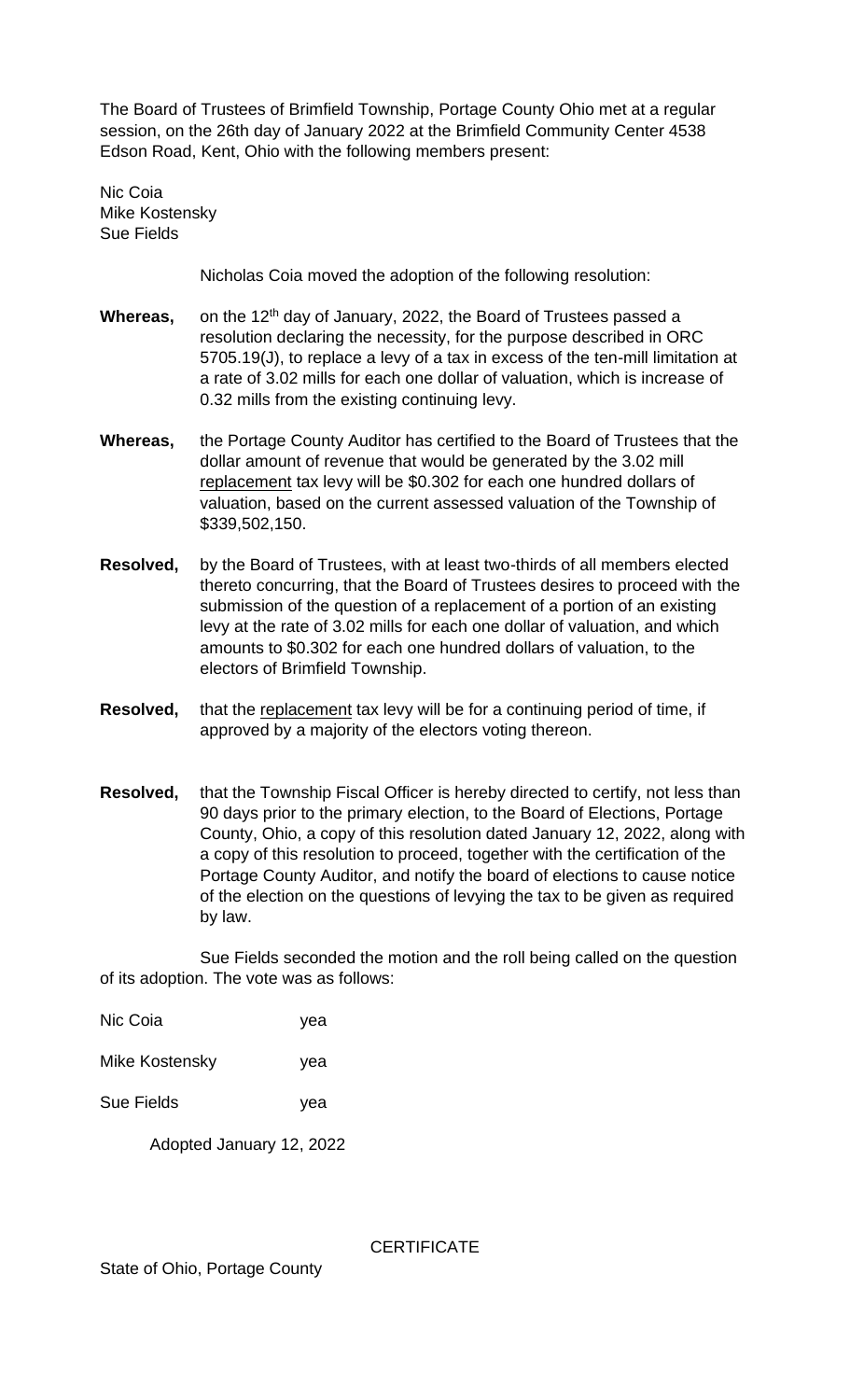The Board of Trustees of Brimfield Township, Portage County Ohio met at a regular session, on the 26th day of January 2022 at the Brimfield Community Center 4538 Edson Road, Kent, Ohio with the following members present:

Nic Coia
Mike Kostensky
Sue Fields

Nicholas Coia moved the adoption of the following resolution:

**Whereas,** on the 12th day of January, 2022, the Board of Trustees passed a resolution declaring the necessity, for the purpose described in ORC 5705.19(J), to replace a levy of a tax in excess of the ten-mill limitation at a rate of 3.02 mills for each one dollar of valuation, which is increase of 0.32 mills from the existing continuing levy.

**Whereas,** the Portage County Auditor has certified to the Board of Trustees that the dollar amount of revenue that would be generated by the 3.02 mill replacement tax levy will be $0.302 for each one hundred dollars of valuation, based on the current assessed valuation of the Township of $339,502,150.

**Resolved,** by the Board of Trustees, with at least two-thirds of all members elected thereto concurring, that the Board of Trustees desires to proceed with the submission of the question of a replacement of a portion of an existing levy at the rate of 3.02 mills for each one dollar of valuation, and which amounts to $0.302 for each one hundred dollars of valuation, to the electors of Brimfield Township.

**Resolved,** that the replacement tax levy will be for a continuing period of time, if approved by a majority of the electors voting thereon.

**Resolved,** that the Township Fiscal Officer is hereby directed to certify, not less than 90 days prior to the primary election, to the Board of Elections, Portage County, Ohio, a copy of this resolution dated January 12, 2022, along with a copy of this resolution to proceed, together with the certification of the Portage County Auditor, and notify the board of elections to cause notice of the election on the questions of levying the tax to be given as required by law.

Sue Fields seconded the motion and the roll being called on the question of its adoption. The vote was as follows:

| | |
|---|---|
| Nic Coia | yea |
| Mike Kostensky | yea |
| Sue Fields | yea |

Adopted January 12, 2022

CERTIFICATE

State of Ohio, Portage County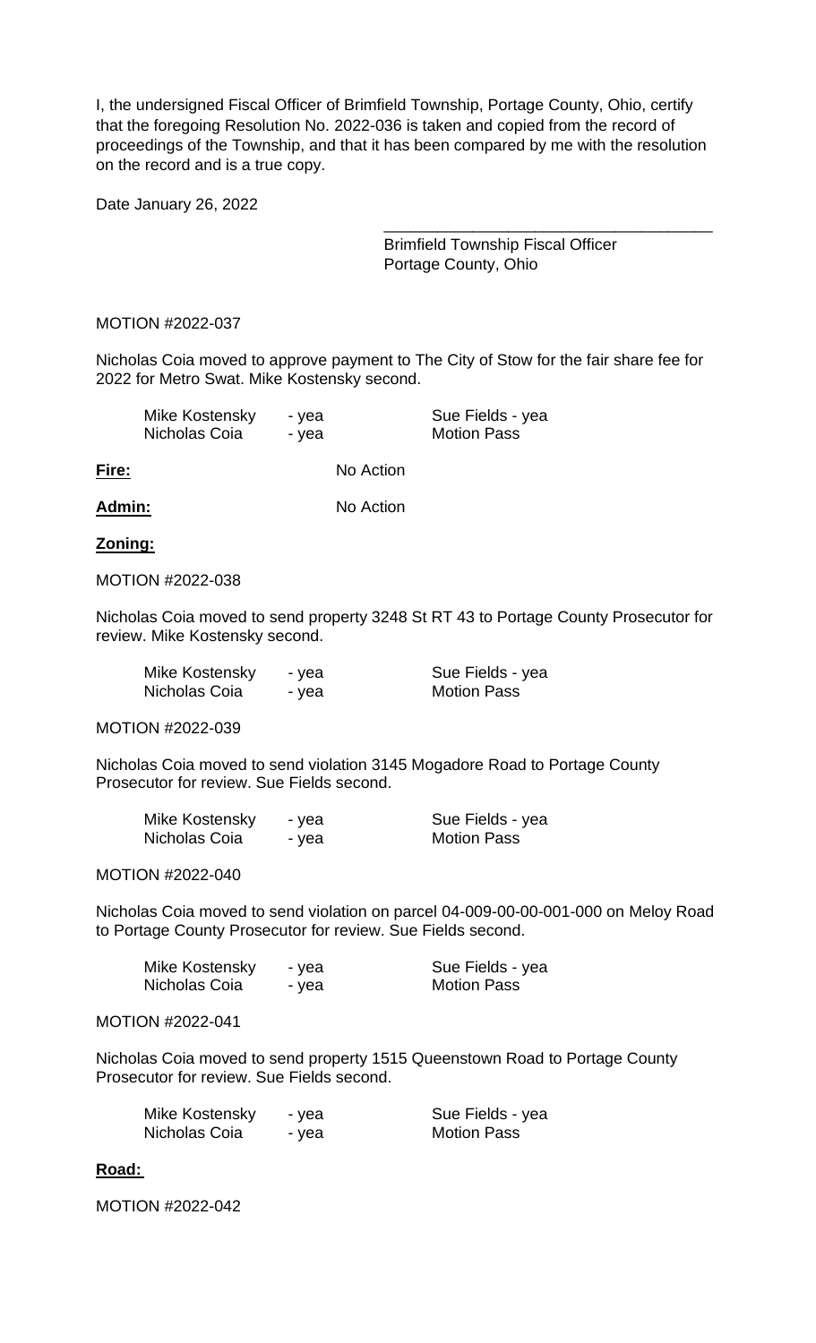I, the undersigned Fiscal Officer of Brimfield Township, Portage County, Ohio, certify that the foregoing Resolution No. 2022-036 is taken and copied from the record of proceedings of the Township, and that it has been compared by me with the resolution on the record and is a true copy.

Date January 26, 2022

_____________________________________
Brimfield Township Fiscal Officer
Portage County, Ohio

MOTION #2022-037

Nicholas Coia moved to approve payment to The City of Stow for the fair share fee for 2022 for Metro Swat. Mike Kostensky second.

| | | |
|---|---|---|
| Mike Kostensky | - yea | Sue Fields - yea |
| Nicholas Coia | - yea | Motion Pass |

**Fire:** No Action

**Admin:** No Action

**Zoning:**

MOTION #2022-038

Nicholas Coia moved to send property 3248 St RT 43 to Portage County Prosecutor for review. Mike Kostensky second.

| | | |
|---|---|---|
| Mike Kostensky | - yea | Sue Fields - yea |
| Nicholas Coia | - yea | Motion Pass |

MOTION #2022-039

Nicholas Coia moved to send violation 3145 Mogadore Road to Portage County Prosecutor for review. Sue Fields second.

| | | |
|---|---|---|
| Mike Kostensky | - yea | Sue Fields - yea |
| Nicholas Coia | - yea | Motion Pass |

MOTION #2022-040

Nicholas Coia moved to send violation on parcel 04-009-00-00-001-000 on Meloy Road to Portage County Prosecutor for review. Sue Fields second.

| | | |
|---|---|---|
| Mike Kostensky | - yea | Sue Fields - yea |
| Nicholas Coia | - yea | Motion Pass |

MOTION #2022-041

Nicholas Coia moved to send property 1515 Queenstown Road to Portage County Prosecutor for review. Sue Fields second.

| | | |
|---|---|---|
| Mike Kostensky | - yea | Sue Fields - yea |
| Nicholas Coia | - yea | Motion Pass |

**Road:**

MOTION #2022-042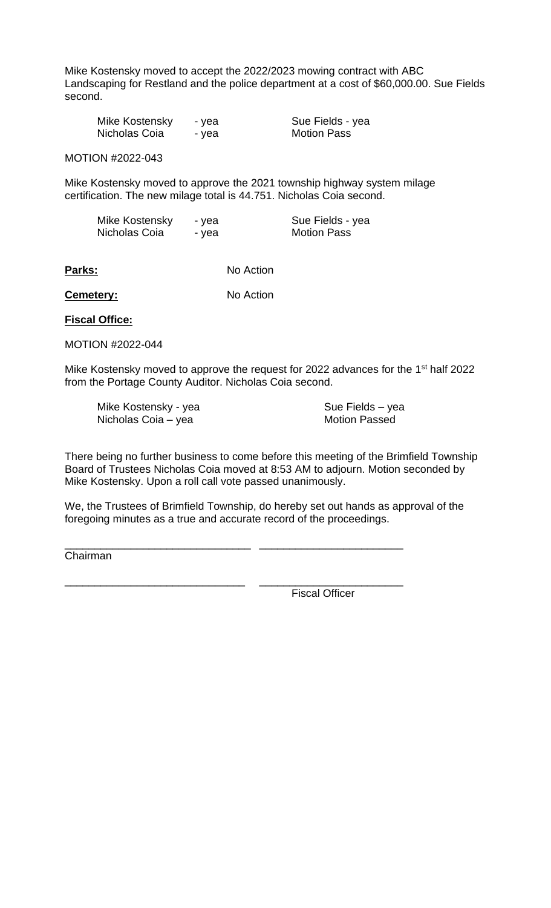Mike Kostensky moved to accept the 2022/2023 mowing contract with ABC Landscaping for Restland and the police department at a cost of $60,000.00. Sue Fields second.

| | | |
|---|---|---|
| Mike Kostensky | - yea | Sue Fields - yea |
| Nicholas Coia | - yea | Motion Pass |

MOTION #2022-043

Mike Kostensky moved to approve the 2021 township highway system milage certification. The new milage total is 44.751. Nicholas Coia second.

| | | |
|---|---|---|
| Mike Kostensky | - yea | Sue Fields - yea |
| Nicholas Coia | - yea | Motion Pass |

**Parks:** No Action

**Cemetery:** No Action

**Fiscal Office:**

MOTION #2022-044

Mike Kostensky moved to approve the request for 2022 advances for the 1st half 2022 from the Portage County Auditor. Nicholas Coia second.

| | |
|---|---|
| Mike Kostensky - yea | Sue Fields – yea |
| Nicholas Coia – yea | Motion Passed |

There being no further business to come before this meeting of the Brimfield Township Board of Trustees Nicholas Coia moved at 8:53 AM to adjourn. Motion seconded by Mike Kostensky. Upon a roll call vote passed unanimously.

We, the Trustees of Brimfield Township, do hereby set out hands as approval of the foregoing minutes as a true and accurate record of the proceedings.

______________________________ ________________________

Chairman

______________________________ ________________________

Fiscal Officer